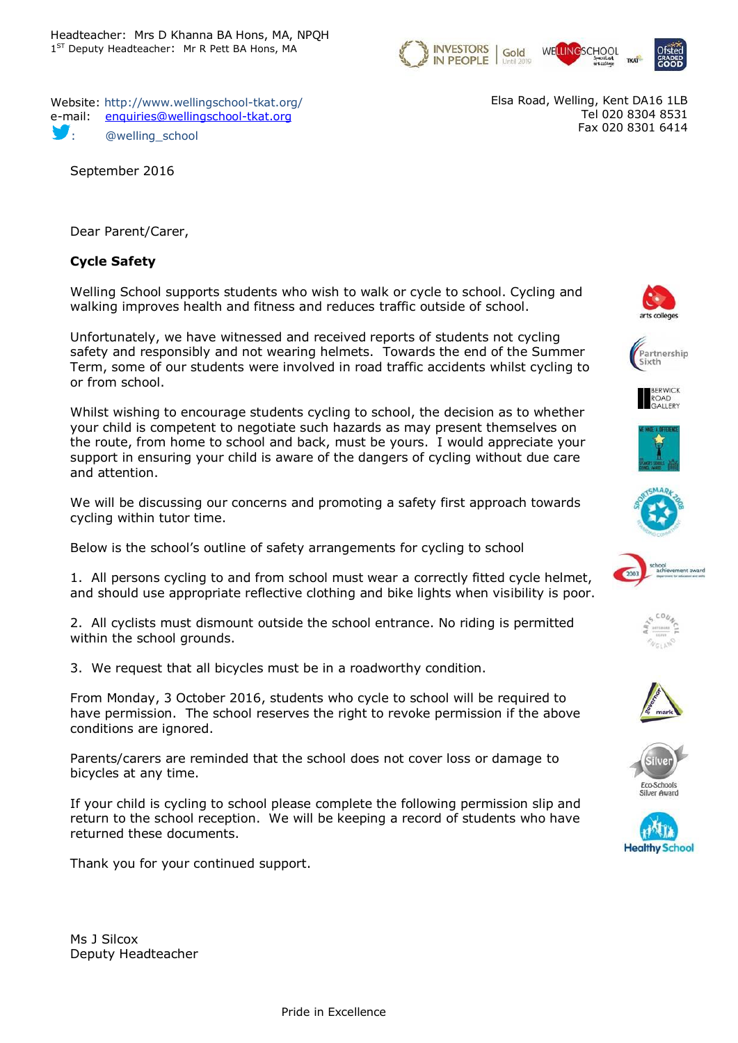Headteacher: Mrs D Khanna BA Hons, MA, NPQH
1ST Deputy Headteacher: Mr R Pett BA Hons, MA

Website: http://www.wellingschool-tkat.org/
e-mail: enquiries@wellingschool-tkat.org
: @welling_school

Elsa Road, Welling, Kent DA16 1LB
Tel 020 8304 8531
Fax 020 8301 6414

September 2016

Dear Parent/Carer,

**Cycle Safety**

Welling School supports students who wish to walk or cycle to school. Cycling and walking improves health and fitness and reduces traffic outside of school.

Unfortunately, we have witnessed and received reports of students not cycling safety and responsibly and not wearing helmets. Towards the end of the Summer Term, some of our students were involved in road traffic accidents whilst cycling to or from school.

Whilst wishing to encourage students cycling to school, the decision as to whether your child is competent to negotiate such hazards as may present themselves on the route, from home to school and back, must be yours. I would appreciate your support in ensuring your child is aware of the dangers of cycling without due care and attention.

We will be discussing our concerns and promoting a safety first approach towards cycling within tutor time.

Below is the school's outline of safety arrangements for cycling to school

1. All persons cycling to and from school must wear a correctly fitted cycle helmet, and should use appropriate reflective clothing and bike lights when visibility is poor.

2. All cyclists must dismount outside the school entrance. No riding is permitted within the school grounds.

3. We request that all bicycles must be in a roadworthy condition.

From Monday, 3 October 2016, students who cycle to school will be required to have permission. The school reserves the right to revoke permission if the above conditions are ignored.

Parents/carers are reminded that the school does not cover loss or damage to bicycles at any time.

If your child is cycling to school please complete the following permission slip and return to the school reception. We will be keeping a record of students who have returned these documents.

Thank you for your continued support.

Ms J Silcox
Deputy Headteacher

Pride in Excellence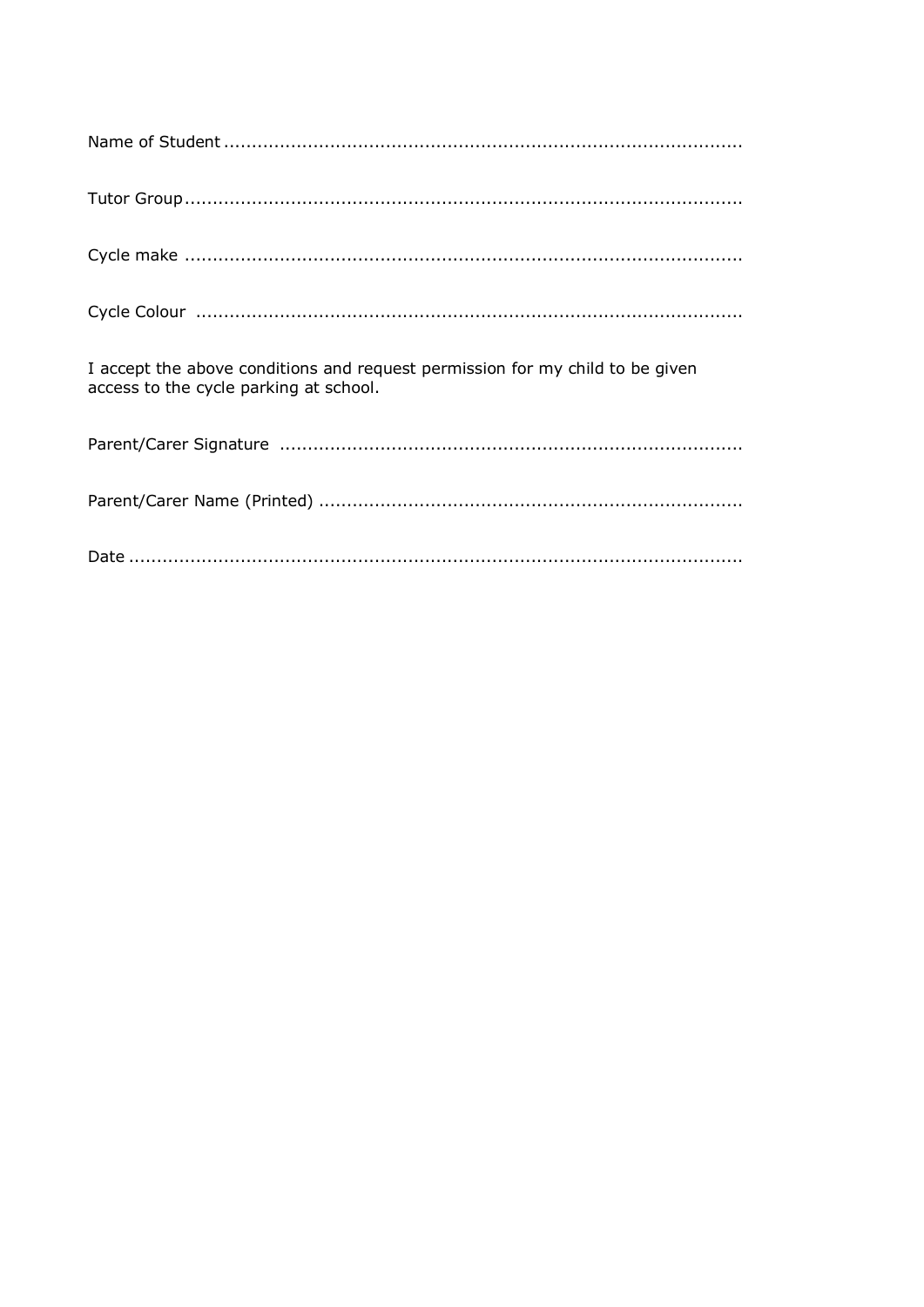Name of Student ..........................................................................................

Tutor Group..................................................................................................

Cycle make ..................................................................................................

Cycle Colour ...............................................................................................

I accept the above conditions and request permission for my child to be given access to the cycle parking at school.

Parent/Carer Signature ..................................................................................

Parent/Carer Name (Printed) ..........................................................................

Date ............................................................................................................